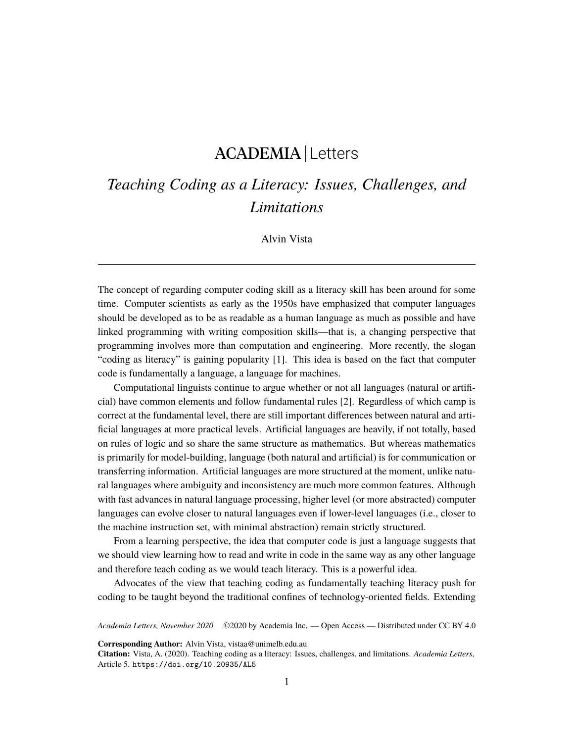ACADEMIA | Letters

# *Teaching Coding as a Literacy: Issues, Challenges, and Limitations*

Alvin Vista

---

The concept of regarding computer coding skill as a literacy skill has been around for some time. Computer scientists as early as the 1950s have emphasized that computer languages should be developed as to be as readable as a human language as much as possible and have linked programming with writing composition skills—that is, a changing perspective that programming involves more than computation and engineering. More recently, the slogan "coding as literacy" is gaining popularity [1]. This idea is based on the fact that computer code is fundamentally a language, a language for machines.

Computational linguists continue to argue whether or not all languages (natural or artificial) have common elements and follow fundamental rules [2]. Regardless of which camp is correct at the fundamental level, there are still important differences between natural and artificial languages at more practical levels. Artificial languages are heavily, if not totally, based on rules of logic and so share the same structure as mathematics. But whereas mathematics is primarily for model-building, language (both natural and artificial) is for communication or transferring information. Artificial languages are more structured at the moment, unlike natural languages where ambiguity and inconsistency are much more common features. Although with fast advances in natural language processing, higher level (or more abstracted) computer languages can evolve closer to natural languages even if lower-level languages (i.e., closer to the machine instruction set, with minimal abstraction) remain strictly structured.

From a learning perspective, the idea that computer code is just a language suggests that we should view learning how to read and write in code in the same way as any other language and therefore teach coding as we would teach literacy. This is a powerful idea.

Advocates of the view that teaching coding as fundamentally teaching literacy push for coding to be taught beyond the traditional confines of technology-oriented fields. Extending

*Academia Letters, November 2020* ©2020 by Academia Inc. — Open Access — Distributed under CC BY 4.0

**Corresponding Author:** Alvin Vista, vistaa@unimelb.edu.au

**Citation:** Vista, A. (2020). Teaching coding as a literacy: Issues, challenges, and limitations. *Academia Letters*, Article 5. https://doi.org/10.20935/AL5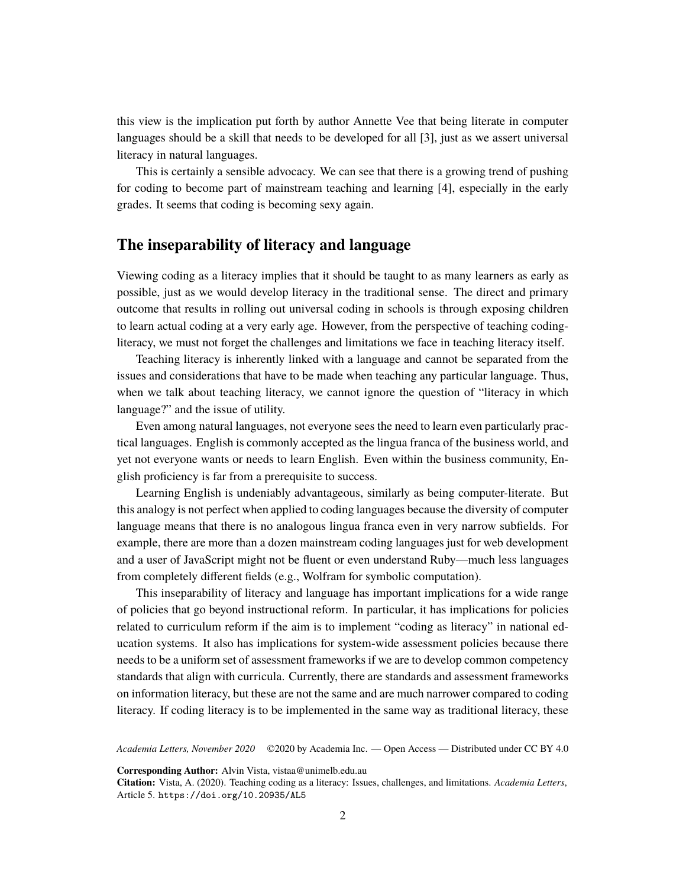this view is the implication put forth by author Annette Vee that being literate in computer languages should be a skill that needs to be developed for all [3], just as we assert universal literacy in natural languages.

This is certainly a sensible advocacy. We can see that there is a growing trend of pushing for coding to become part of mainstream teaching and learning [4], especially in the early grades. It seems that coding is becoming sexy again.

## The inseparability of literacy and language

Viewing coding as a literacy implies that it should be taught to as many learners as early as possible, just as we would develop literacy in the traditional sense. The direct and primary outcome that results in rolling out universal coding in schools is through exposing children to learn actual coding at a very early age. However, from the perspective of teaching coding-literacy, we must not forget the challenges and limitations we face in teaching literacy itself.

Teaching literacy is inherently linked with a language and cannot be separated from the issues and considerations that have to be made when teaching any particular language. Thus, when we talk about teaching literacy, we cannot ignore the question of "literacy in which language?" and the issue of utility.

Even among natural languages, not everyone sees the need to learn even particularly practical languages. English is commonly accepted as the lingua franca of the business world, and yet not everyone wants or needs to learn English. Even within the business community, English proficiency is far from a prerequisite to success.

Learning English is undeniably advantageous, similarly as being computer-literate. But this analogy is not perfect when applied to coding languages because the diversity of computer language means that there is no analogous lingua franca even in very narrow subfields. For example, there are more than a dozen mainstream coding languages just for web development and a user of JavaScript might not be fluent or even understand Ruby—much less languages from completely different fields (e.g., Wolfram for symbolic computation).

This inseparability of literacy and language has important implications for a wide range of policies that go beyond instructional reform. In particular, it has implications for policies related to curriculum reform if the aim is to implement "coding as literacy" in national education systems. It also has implications for system-wide assessment policies because there needs to be a uniform set of assessment frameworks if we are to develop common competency standards that align with curricula. Currently, there are standards and assessment frameworks on information literacy, but these are not the same and are much narrower compared to coding literacy. If coding literacy is to be implemented in the same way as traditional literacy, these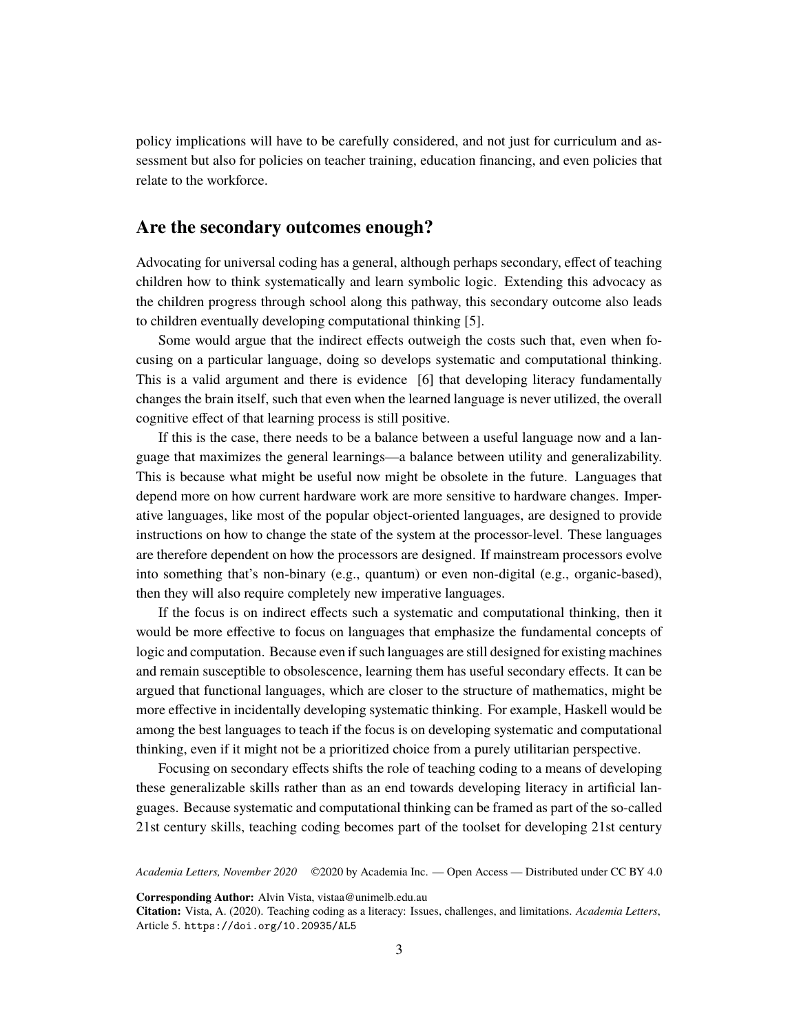policy implications will have to be carefully considered, and not just for curriculum and assessment but also for policies on teacher training, education financing, and even policies that relate to the workforce.

## Are the secondary outcomes enough?

Advocating for universal coding has a general, although perhaps secondary, effect of teaching children how to think systematically and learn symbolic logic. Extending this advocacy as the children progress through school along this pathway, this secondary outcome also leads to children eventually developing computational thinking [5].

Some would argue that the indirect effects outweigh the costs such that, even when focusing on a particular language, doing so develops systematic and computational thinking. This is a valid argument and there is evidence [6] that developing literacy fundamentally changes the brain itself, such that even when the learned language is never utilized, the overall cognitive effect of that learning process is still positive.

If this is the case, there needs to be a balance between a useful language now and a language that maximizes the general learnings—a balance between utility and generalizability. This is because what might be useful now might be obsolete in the future. Languages that depend more on how current hardware work are more sensitive to hardware changes. Imperative languages, like most of the popular object-oriented languages, are designed to provide instructions on how to change the state of the system at the processor-level. These languages are therefore dependent on how the processors are designed. If mainstream processors evolve into something that's non-binary (e.g., quantum) or even non-digital (e.g., organic-based), then they will also require completely new imperative languages.

If the focus is on indirect effects such a systematic and computational thinking, then it would be more effective to focus on languages that emphasize the fundamental concepts of logic and computation. Because even if such languages are still designed for existing machines and remain susceptible to obsolescence, learning them has useful secondary effects. It can be argued that functional languages, which are closer to the structure of mathematics, might be more effective in incidentally developing systematic thinking. For example, Haskell would be among the best languages to teach if the focus is on developing systematic and computational thinking, even if it might not be a prioritized choice from a purely utilitarian perspective.

Focusing on secondary effects shifts the role of teaching coding to a means of developing these generalizable skills rather than as an end towards developing literacy in artificial languages. Because systematic and computational thinking can be framed as part of the so-called 21st century skills, teaching coding becomes part of the toolset for developing 21st century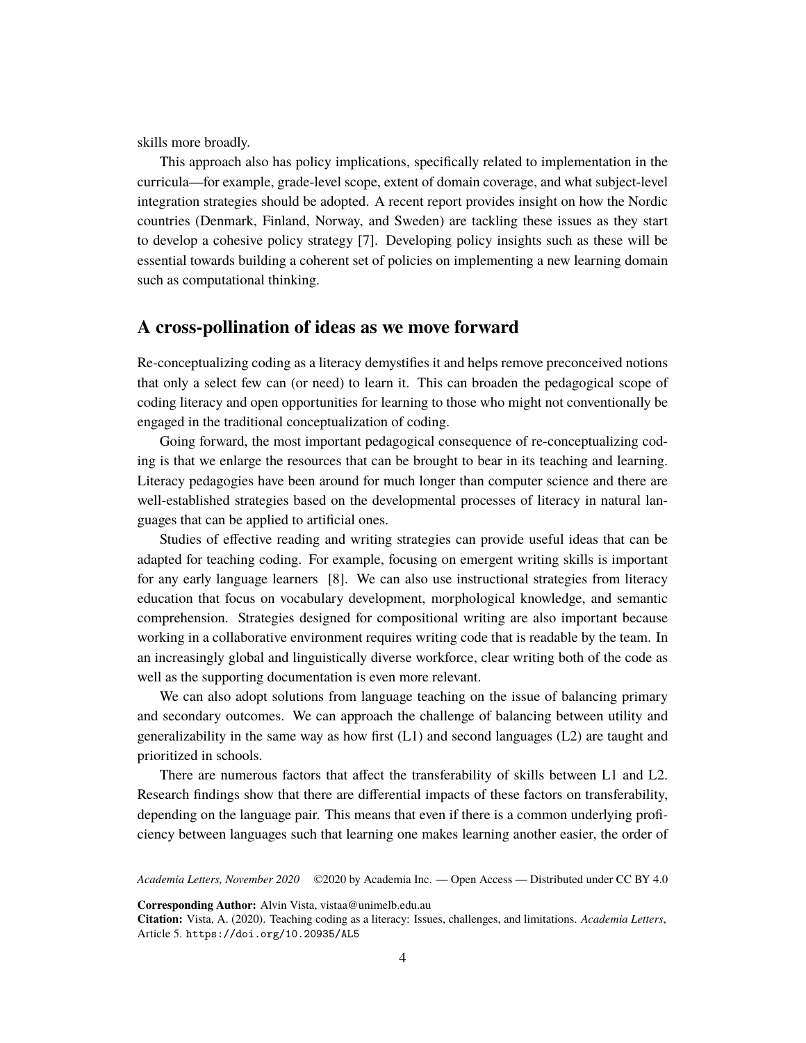skills more broadly.

This approach also has policy implications, specifically related to implementation in the curricula—for example, grade-level scope, extent of domain coverage, and what subject-level integration strategies should be adopted. A recent report provides insight on how the Nordic countries (Denmark, Finland, Norway, and Sweden) are tackling these issues as they start to develop a cohesive policy strategy [7]. Developing policy insights such as these will be essential towards building a coherent set of policies on implementing a new learning domain such as computational thinking.

## A cross-pollination of ideas as we move forward

Re-conceptualizing coding as a literacy demystifies it and helps remove preconceived notions that only a select few can (or need) to learn it. This can broaden the pedagogical scope of coding literacy and open opportunities for learning to those who might not conventionally be engaged in the traditional conceptualization of coding.

Going forward, the most important pedagogical consequence of re-conceptualizing coding is that we enlarge the resources that can be brought to bear in its teaching and learning. Literacy pedagogies have been around for much longer than computer science and there are well-established strategies based on the developmental processes of literacy in natural languages that can be applied to artificial ones.

Studies of effective reading and writing strategies can provide useful ideas that can be adapted for teaching coding. For example, focusing on emergent writing skills is important for any early language learners [8]. We can also use instructional strategies from literacy education that focus on vocabulary development, morphological knowledge, and semantic comprehension. Strategies designed for compositional writing are also important because working in a collaborative environment requires writing code that is readable by the team. In an increasingly global and linguistically diverse workforce, clear writing both of the code as well as the supporting documentation is even more relevant.

We can also adopt solutions from language teaching on the issue of balancing primary and secondary outcomes. We can approach the challenge of balancing between utility and generalizability in the same way as how first (L1) and second languages (L2) are taught and prioritized in schools.

There are numerous factors that affect the transferability of skills between L1 and L2. Research findings show that there are differential impacts of these factors on transferability, depending on the language pair. This means that even if there is a common underlying proficiency between languages such that learning one makes learning another easier, the order of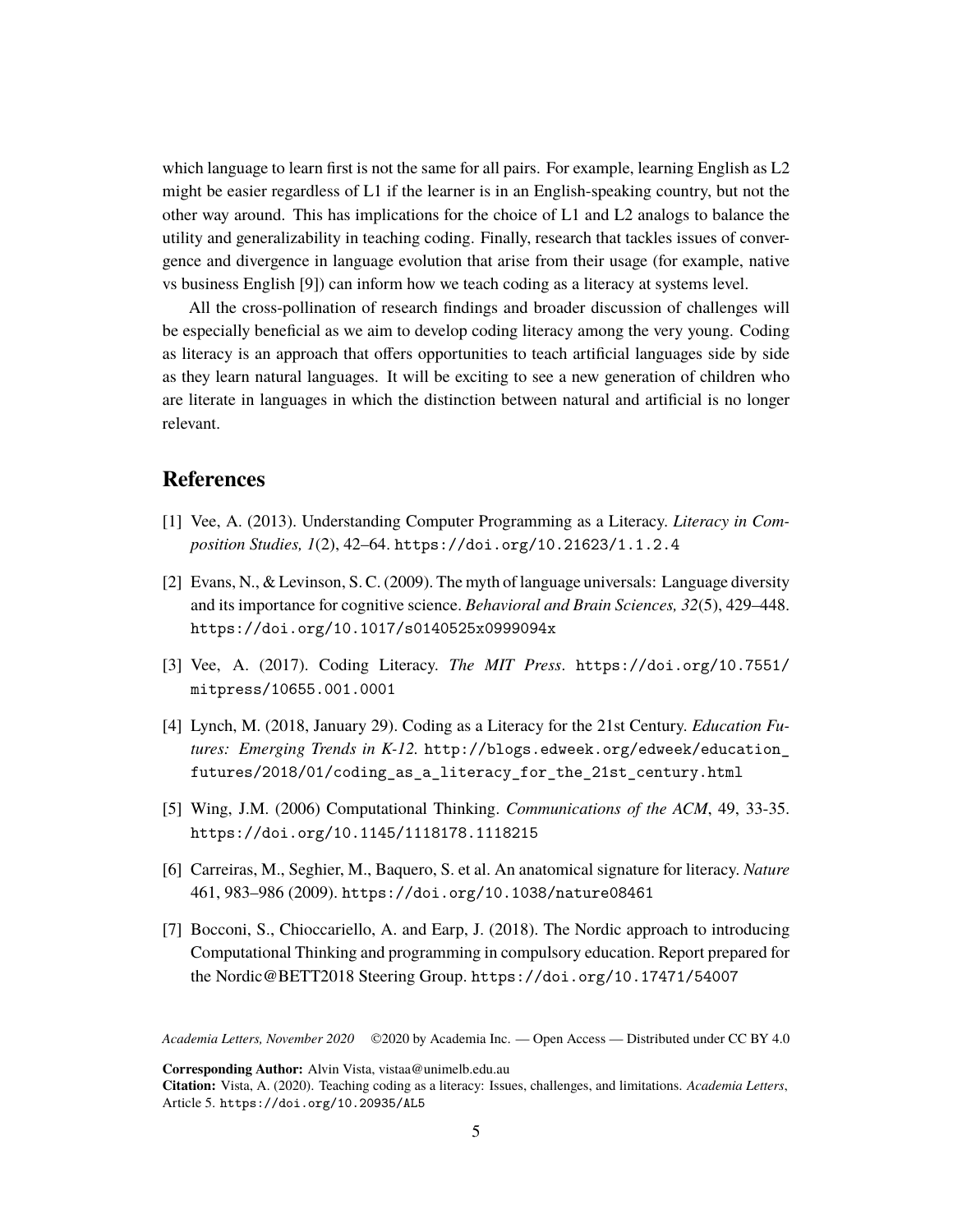which language to learn first is not the same for all pairs. For example, learning English as L2 might be easier regardless of L1 if the learner is in an English-speaking country, but not the other way around. This has implications for the choice of L1 and L2 analogs to balance the utility and generalizability in teaching coding. Finally, research that tackles issues of convergence and divergence in language evolution that arise from their usage (for example, native vs business English [9]) can inform how we teach coding as a literacy at systems level.

All the cross-pollination of research findings and broader discussion of challenges will be especially beneficial as we aim to develop coding literacy among the very young. Coding as literacy is an approach that offers opportunities to teach artificial languages side by side as they learn natural languages. It will be exciting to see a new generation of children who are literate in languages in which the distinction between natural and artificial is no longer relevant.

## References

[1] Vee, A. (2013). Understanding Computer Programming as a Literacy. *Literacy in Composition Studies, 1*(2), 42–64. https://doi.org/10.21623/1.1.2.4

[2] Evans, N., & Levinson, S. C. (2009). The myth of language universals: Language diversity and its importance for cognitive science. *Behavioral and Brain Sciences, 32*(5), 429–448. https://doi.org/10.1017/s0140525x0999094x

[3] Vee, A. (2017). Coding Literacy. *The MIT Press*. https://doi.org/10.7551/mitpress/10655.001.0001

[4] Lynch, M. (2018, January 29). Coding as a Literacy for the 21st Century. *Education Futures: Emerging Trends in K-12*. http://blogs.edweek.org/edweek/education_futures/2018/01/coding_as_a_literacy_for_the_21st_century.html

[5] Wing, J.M. (2006) Computational Thinking. *Communications of the ACM*, 49, 33-35. https://doi.org/10.1145/1118178.1118215

[6] Carreiras, M., Seghier, M., Baquero, S. et al. An anatomical signature for literacy. *Nature* 461, 983–986 (2009). https://doi.org/10.1038/nature08461

[7] Bocconi, S., Chioccariello, A. and Earp, J. (2018). The Nordic approach to introducing Computational Thinking and programming in compulsory education. Report prepared for the Nordic@BETT2018 Steering Group. https://doi.org/10.17471/54007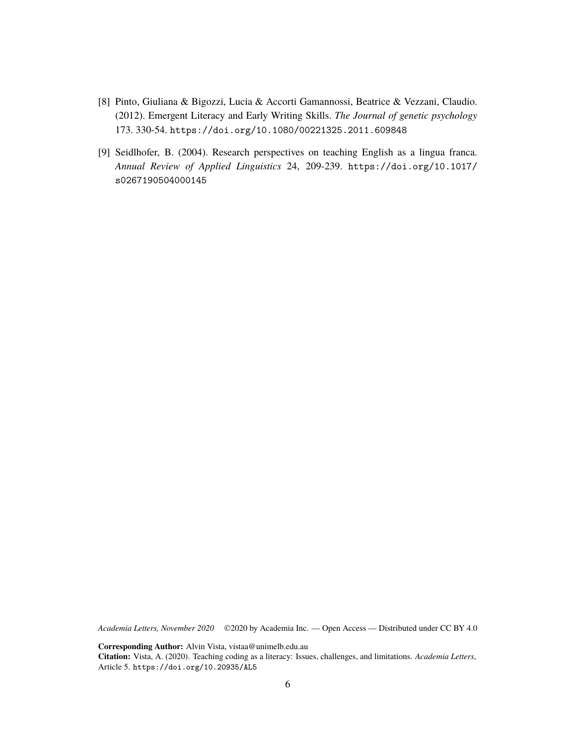[8] Pinto, Giuliana & Bigozzi, Lucia & Accorti Gamannossi, Beatrice & Vezzani, Claudio. (2012). Emergent Literacy and Early Writing Skills. *The Journal of genetic psychology* 173. 330-54. https://doi.org/10.1080/00221325.2011.609848

[9] Seidlhofer, B. (2004). Research perspectives on teaching English as a lingua franca. *Annual Review of Applied Linguistics* 24, 209-239. https://doi.org/10.1017/s0267190504000145